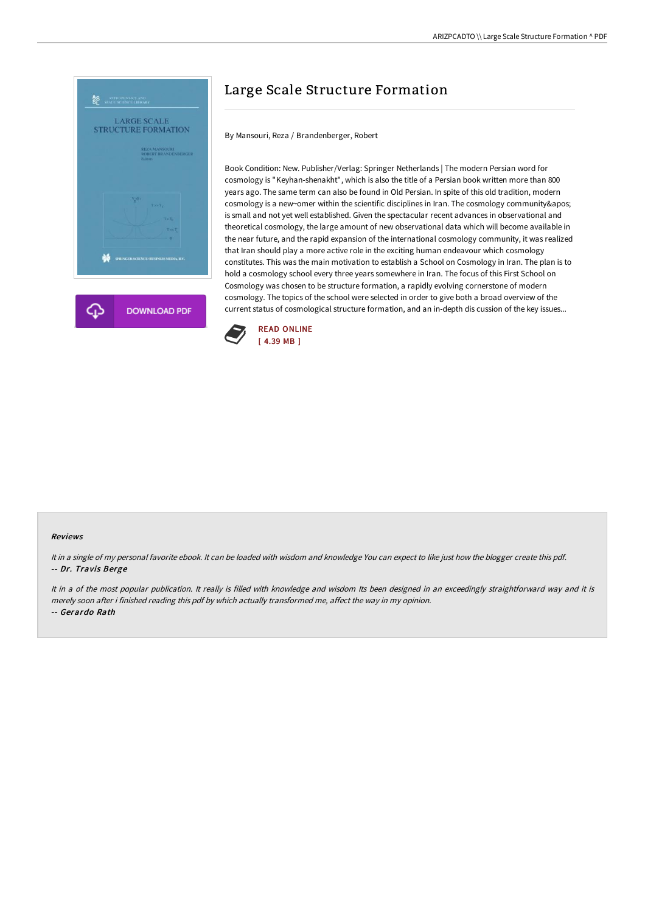# Large Scale Structure Formation

By Mansouri, Reza / Brandenberger, Robert

Book Condition: New. Publisher/Verlag: Springer Netherlands | The modern Persian word for cosmology is "Keyhan-shenakht", which is also the title of a Persian book written more than 800 years ago. The same term can also be found in Old Persian. In spite of this old tradition, modern cosmology is a new~omer within the scientific disciplines in Iran. The cosmology community&apos; is small and not yet well established. Given the spectacular recent advances in observational and theoretical cosmology, the large amount of new observational data which will become available in the near future, and the rapid expansion of the international cosmology community, it was realized that Iran should play a more active role in the exciting human endeavour which cosmology constitutes. This was the main motivation to establish a School on Cosmology in Iran. The plan is to hold a cosmology school every three years somewhere in Iran. The focus of this First School on Cosmology was chosen to be structure formation, a rapidly evolving cornerstone of modern cosmology. The topics of the school were selected in order to give both a broad overview of the current status of cosmological structure formation, and an in-depth dis cussion of the key issues...

READ ONLINE
[ 4.39 MB ]

DOWNLOAD PDF

### Reviews

*It in a single of my personal favorite ebook. It can be loaded with wisdom and knowledge You can expect to like just how the blogger create this pdf.*
-- *Dr. Travis Berge*

*It in a of the most popular publication. It really is filled with knowledge and wisdom Its been designed in an exceedingly straightforward way and it is merely soon after i finished reading this pdf by which actually transformed me, affect the way in my opinion.*
-- *Gerardo Rath*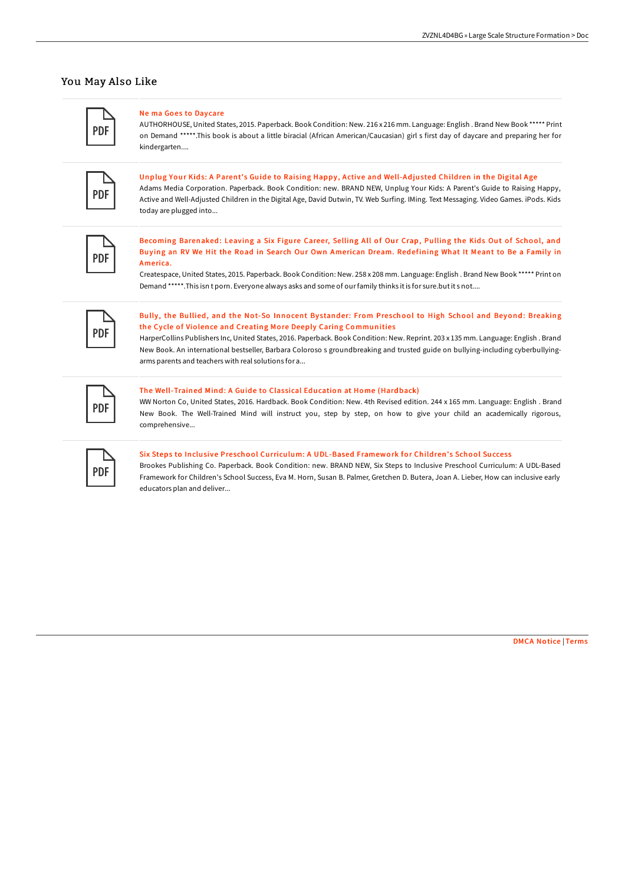## You May Also Like

**Ne ma Goes to Daycare**

AUTHORHOUSE, United States, 2015. Paperback. Book Condition: New. 216 x 216 mm. Language: English . Brand New Book ***** Print on Demand *****.This book is about a little biracial (African American/Caucasian) girl s first day of daycare and preparing her for kindergarten....

**Unplug Your Kids: A Parent's Guide to Raising Happy, Active and Well-Adjusted Children in the Digital Age**

Adams Media Corporation. Paperback. Book Condition: new. BRAND NEW, Unplug Your Kids: A Parent's Guide to Raising Happy, Active and Well-Adjusted Children in the Digital Age, David Dutwin, TV. Web Surfing. IMing. Text Messaging. Video Games. iPods. Kids today are plugged into...

**Becoming Barenaked: Leaving a Six Figure Career, Selling All of Our Crap, Pulling the Kids Out of School, and Buying an RV We Hit the Road in Search Our Own American Dream. Redefining What It Meant to Be a Family in America.**

Createspace, United States, 2015. Paperback. Book Condition: New. 258 x 208 mm. Language: English . Brand New Book ***** Print on Demand *****.This isn t porn. Everyone always asks and some of our family thinks it is for sure.but it s not....

**Bully, the Bullied, and the Not-So Innocent Bystander: From Preschool to High School and Beyond: Breaking the Cycle of Violence and Creating More Deeply Caring Communities**

HarperCollins Publishers Inc, United States, 2016. Paperback. Book Condition: New. Reprint. 203 x 135 mm. Language: English . Brand New Book. An international bestseller, Barbara Coloroso s groundbreaking and trusted guide on bullying-including cyberbullying-arms parents and teachers with real solutions for a...

**The Well-Trained Mind: A Guide to Classical Education at Home (Hardback)**

WW Norton Co, United States, 2016. Hardback. Book Condition: New. 4th Revised edition. 244 x 165 mm. Language: English . Brand New Book. The Well-Trained Mind will instruct you, step by step, on how to give your child an academically rigorous, comprehensive...

**Six Steps to Inclusive Preschool Curriculum: A UDL-Based Framework for Children's School Success**

Brookes Publishing Co. Paperback. Book Condition: new. BRAND NEW, Six Steps to Inclusive Preschool Curriculum: A UDL-Based Framework for Children's School Success, Eva M. Horn, Susan B. Palmer, Gretchen D. Butera, Joan A. Lieber, How can inclusive early educators plan and deliver...

DMCA Notice | Terms